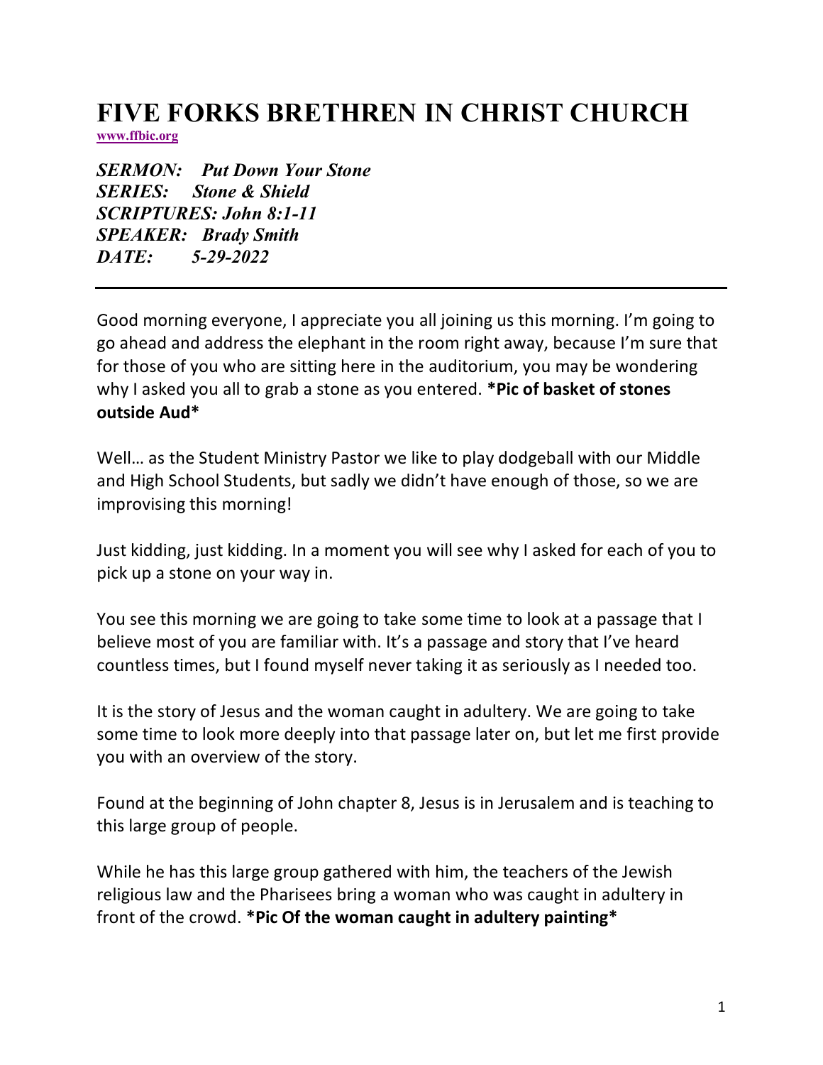# FIVE FORKS BRETHREN IN CHRIST CHURCH

www.ffbic.org

***SERMON: Put Down Your Stone***
***SERIES: Stone & Shield***
***SCRIPTURES: John 8:1-11***
***SPEAKER: Brady Smith***
***DATE: 5-29-2022***

---

Good morning everyone, I appreciate you all joining us this morning. I'm going to go ahead and address the elephant in the room right away, because I'm sure that for those of you who are sitting here in the auditorium, you may be wondering why I asked you all to grab a stone as you entered. **\*Pic of basket of stones outside Aud\***

Well… as the Student Ministry Pastor we like to play dodgeball with our Middle and High School Students, but sadly we didn't have enough of those, so we are improvising this morning!

Just kidding, just kidding. In a moment you will see why I asked for each of you to pick up a stone on your way in.

You see this morning we are going to take some time to look at a passage that I believe most of you are familiar with. It's a passage and story that I've heard countless times, but I found myself never taking it as seriously as I needed too.

It is the story of Jesus and the woman caught in adultery. We are going to take some time to look more deeply into that passage later on, but let me first provide you with an overview of the story.

Found at the beginning of John chapter 8, Jesus is in Jerusalem and is teaching to this large group of people.

While he has this large group gathered with him, the teachers of the Jewish religious law and the Pharisees bring a woman who was caught in adultery in front of the crowd. **\*Pic Of the woman caught in adultery painting\***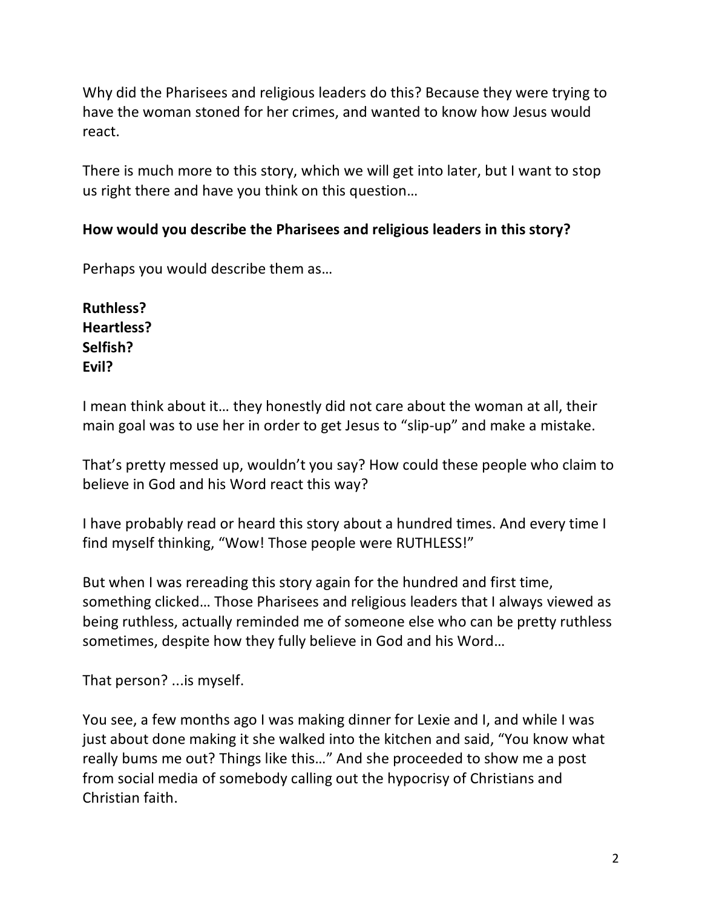Why did the Pharisees and religious leaders do this? Because they were trying to have the woman stoned for her crimes, and wanted to know how Jesus would react.

There is much more to this story, which we will get into later, but I want to stop us right there and have you think on this question…

**How would you describe the Pharisees and religious leaders in this story?**

Perhaps you would describe them as…

**Ruthless?**
**Heartless?**
**Selfish?**
**Evil?**

I mean think about it… they honestly did not care about the woman at all, their main goal was to use her in order to get Jesus to "slip-up" and make a mistake.

That's pretty messed up, wouldn't you say? How could these people who claim to believe in God and his Word react this way?

I have probably read or heard this story about a hundred times. And every time I find myself thinking, "Wow! Those people were RUTHLESS!"

But when I was rereading this story again for the hundred and first time, something clicked… Those Pharisees and religious leaders that I always viewed as being ruthless, actually reminded me of someone else who can be pretty ruthless sometimes, despite how they fully believe in God and his Word…

That person? ...is myself.

You see, a few months ago I was making dinner for Lexie and I, and while I was just about done making it she walked into the kitchen and said, "You know what really bums me out? Things like this…" And she proceeded to show me a post from social media of somebody calling out the hypocrisy of Christians and Christian faith.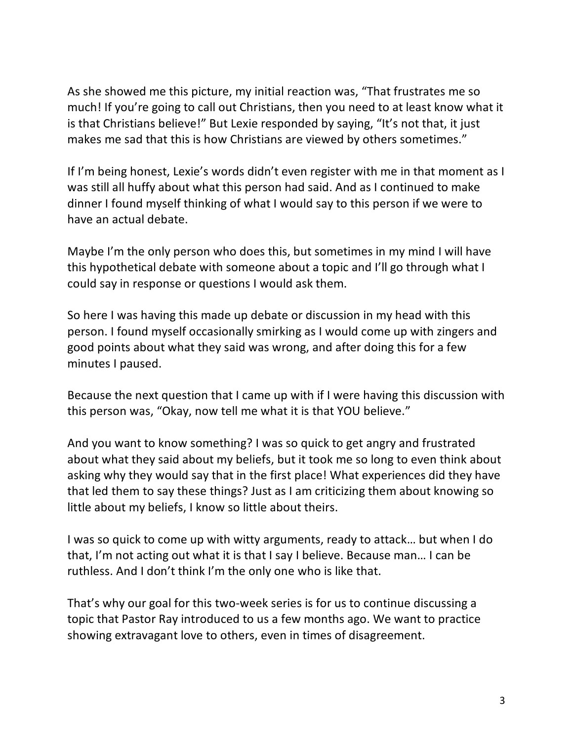As she showed me this picture, my initial reaction was, “That frustrates me so much! If you’re going to call out Christians, then you need to at least know what it is that Christians believe!” But Lexie responded by saying, “It’s not that, it just makes me sad that this is how Christians are viewed by others sometimes.”

If I’m being honest, Lexie’s words didn’t even register with me in that moment as I was still all huffy about what this person had said. And as I continued to make dinner I found myself thinking of what I would say to this person if we were to have an actual debate.

Maybe I’m the only person who does this, but sometimes in my mind I will have this hypothetical debate with someone about a topic and I’ll go through what I could say in response or questions I would ask them.

So here I was having this made up debate or discussion in my head with this person. I found myself occasionally smirking as I would come up with zingers and good points about what they said was wrong, and after doing this for a few minutes I paused.

Because the next question that I came up with if I were having this discussion with this person was, “Okay, now tell me what it is that YOU believe.”

And you want to know something? I was so quick to get angry and frustrated about what they said about my beliefs, but it took me so long to even think about asking why they would say that in the first place! What experiences did they have that led them to say these things? Just as I am criticizing them about knowing so little about my beliefs, I know so little about theirs.

I was so quick to come up with witty arguments, ready to attack… but when I do that, I’m not acting out what it is that I say I believe. Because man… I can be ruthless. And I don’t think I’m the only one who is like that.

That’s why our goal for this two-week series is for us to continue discussing a topic that Pastor Ray introduced to us a few months ago. We want to practice showing extravagant love to others, even in times of disagreement.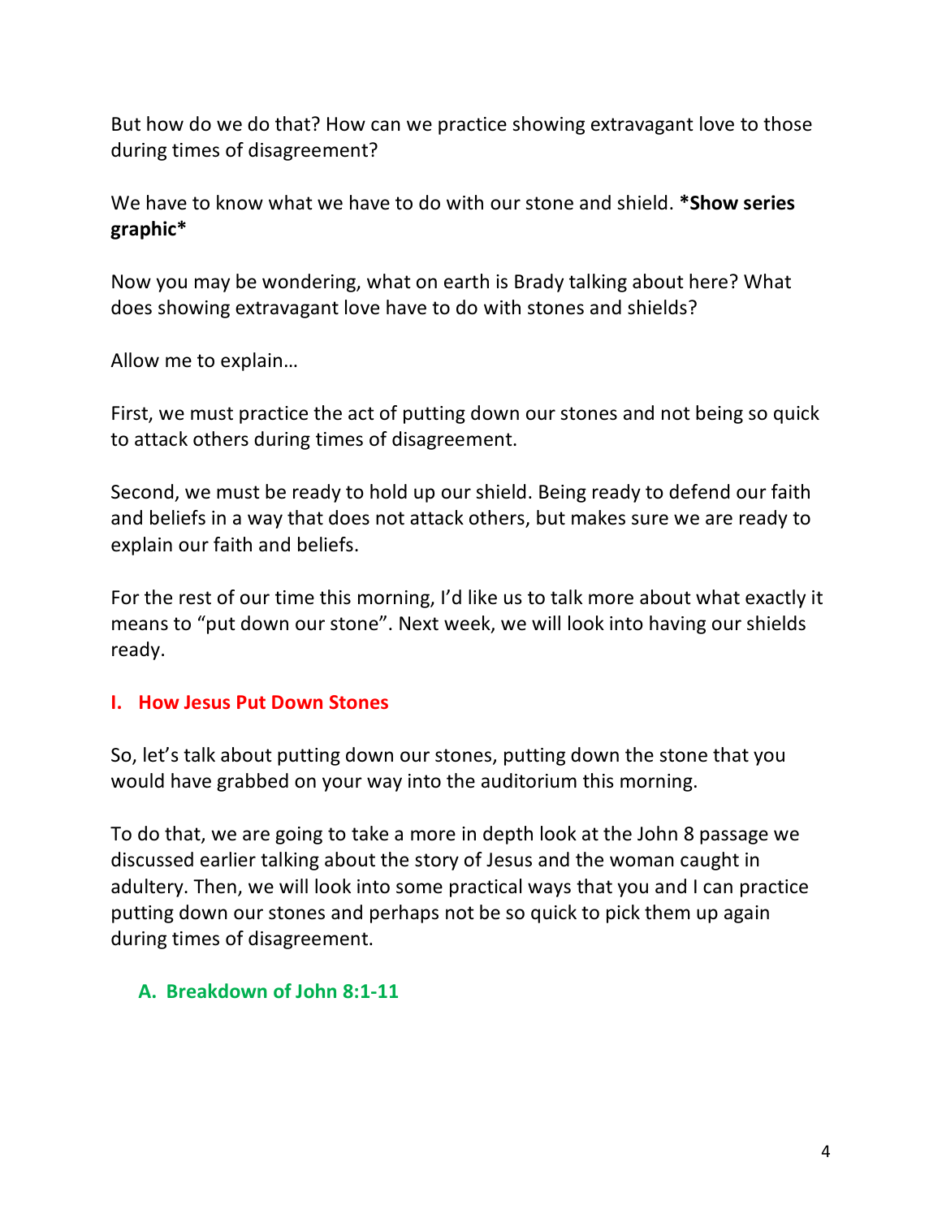But how do we do that? How can we practice showing extravagant love to those during times of disagreement?

We have to know what we have to do with our stone and shield. ***Show series graphic***

Now you may be wondering, what on earth is Brady talking about here? What does showing extravagant love have to do with stones and shields?

Allow me to explain…

First, we must practice the act of putting down our stones and not being so quick to attack others during times of disagreement.

Second, we must be ready to hold up our shield. Being ready to defend our faith and beliefs in a way that does not attack others, but makes sure we are ready to explain our faith and beliefs.

For the rest of our time this morning, I'd like us to talk more about what exactly it means to "put down our stone". Next week, we will look into having our shields ready.

## I. How Jesus Put Down Stones

So, let's talk about putting down our stones, putting down the stone that you would have grabbed on your way into the auditorium this morning.

To do that, we are going to take a more in depth look at the John 8 passage we discussed earlier talking about the story of Jesus and the woman caught in adultery. Then, we will look into some practical ways that you and I can practice putting down our stones and perhaps not be so quick to pick them up again during times of disagreement.

### A. Breakdown of John 8:1-11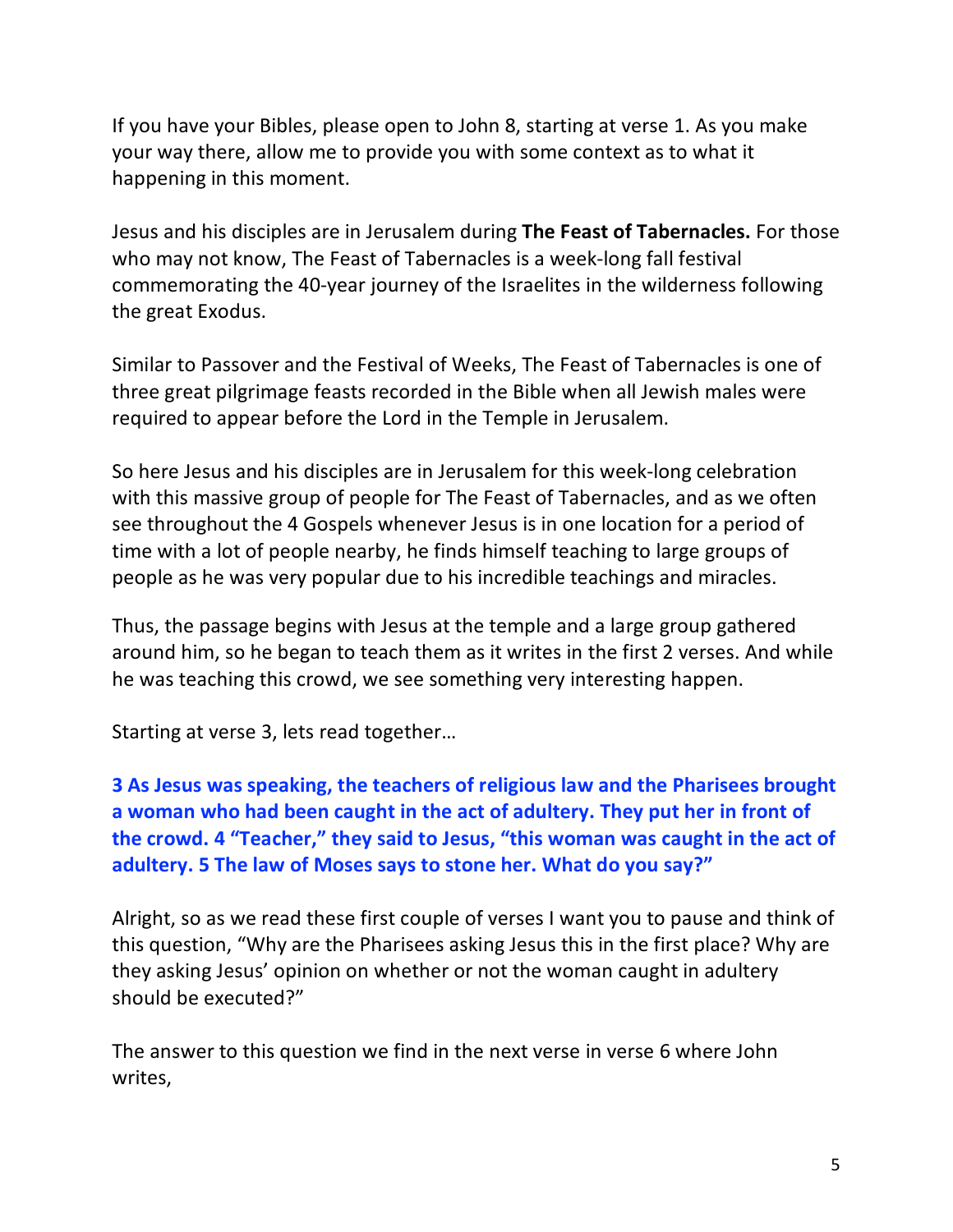If you have your Bibles, please open to John 8, starting at verse 1. As you make your way there, allow me to provide you with some context as to what it happening in this moment.

Jesus and his disciples are in Jerusalem during **The Feast of Tabernacles.** For those who may not know, The Feast of Tabernacles is a week-long fall festival commemorating the 40-year journey of the Israelites in the wilderness following the great Exodus.

Similar to Passover and the Festival of Weeks, The Feast of Tabernacles is one of three great pilgrimage feasts recorded in the Bible when all Jewish males were required to appear before the Lord in the Temple in Jerusalem.

So here Jesus and his disciples are in Jerusalem for this week-long celebration with this massive group of people for The Feast of Tabernacles, and as we often see throughout the 4 Gospels whenever Jesus is in one location for a period of time with a lot of people nearby, he finds himself teaching to large groups of people as he was very popular due to his incredible teachings and miracles.

Thus, the passage begins with Jesus at the temple and a large group gathered around him, so he began to teach them as it writes in the first 2 verses. And while he was teaching this crowd, we see something very interesting happen.

Starting at verse 3, lets read together…

**3 As Jesus was speaking, the teachers of religious law and the Pharisees brought a woman who had been caught in the act of adultery. They put her in front of the crowd. 4 "Teacher," they said to Jesus, "this woman was caught in the act of adultery. 5 The law of Moses says to stone her. What do you say?"**

Alright, so as we read these first couple of verses I want you to pause and think of this question, "Why are the Pharisees asking Jesus this in the first place? Why are they asking Jesus' opinion on whether or not the woman caught in adultery should be executed?"

The answer to this question we find in the next verse in verse 6 where John writes,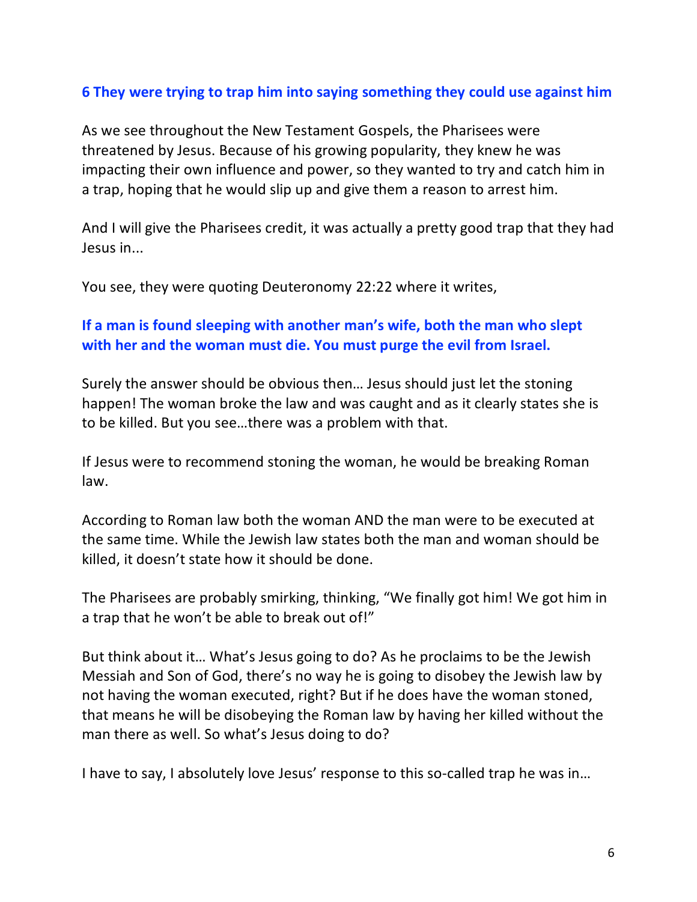**6 They were trying to trap him into saying something they could use against him**

As we see throughout the New Testament Gospels, the Pharisees were threatened by Jesus. Because of his growing popularity, they knew he was impacting their own influence and power, so they wanted to try and catch him in a trap, hoping that he would slip up and give them a reason to arrest him.

And I will give the Pharisees credit, it was actually a pretty good trap that they had Jesus in...

You see, they were quoting Deuteronomy 22:22 where it writes,

**If a man is found sleeping with another man's wife, both the man who slept with her and the woman must die. You must purge the evil from Israel.**

Surely the answer should be obvious then… Jesus should just let the stoning happen! The woman broke the law and was caught and as it clearly states she is to be killed. But you see…there was a problem with that.

If Jesus were to recommend stoning the woman, he would be breaking Roman law.

According to Roman law both the woman AND the man were to be executed at the same time. While the Jewish law states both the man and woman should be killed, it doesn't state how it should be done.

The Pharisees are probably smirking, thinking, "We finally got him! We got him in a trap that he won't be able to break out of!"

But think about it… What's Jesus going to do? As he proclaims to be the Jewish Messiah and Son of God, there's no way he is going to disobey the Jewish law by not having the woman executed, right? But if he does have the woman stoned, that means he will be disobeying the Roman law by having her killed without the man there as well. So what's Jesus doing to do?

I have to say, I absolutely love Jesus' response to this so-called trap he was in…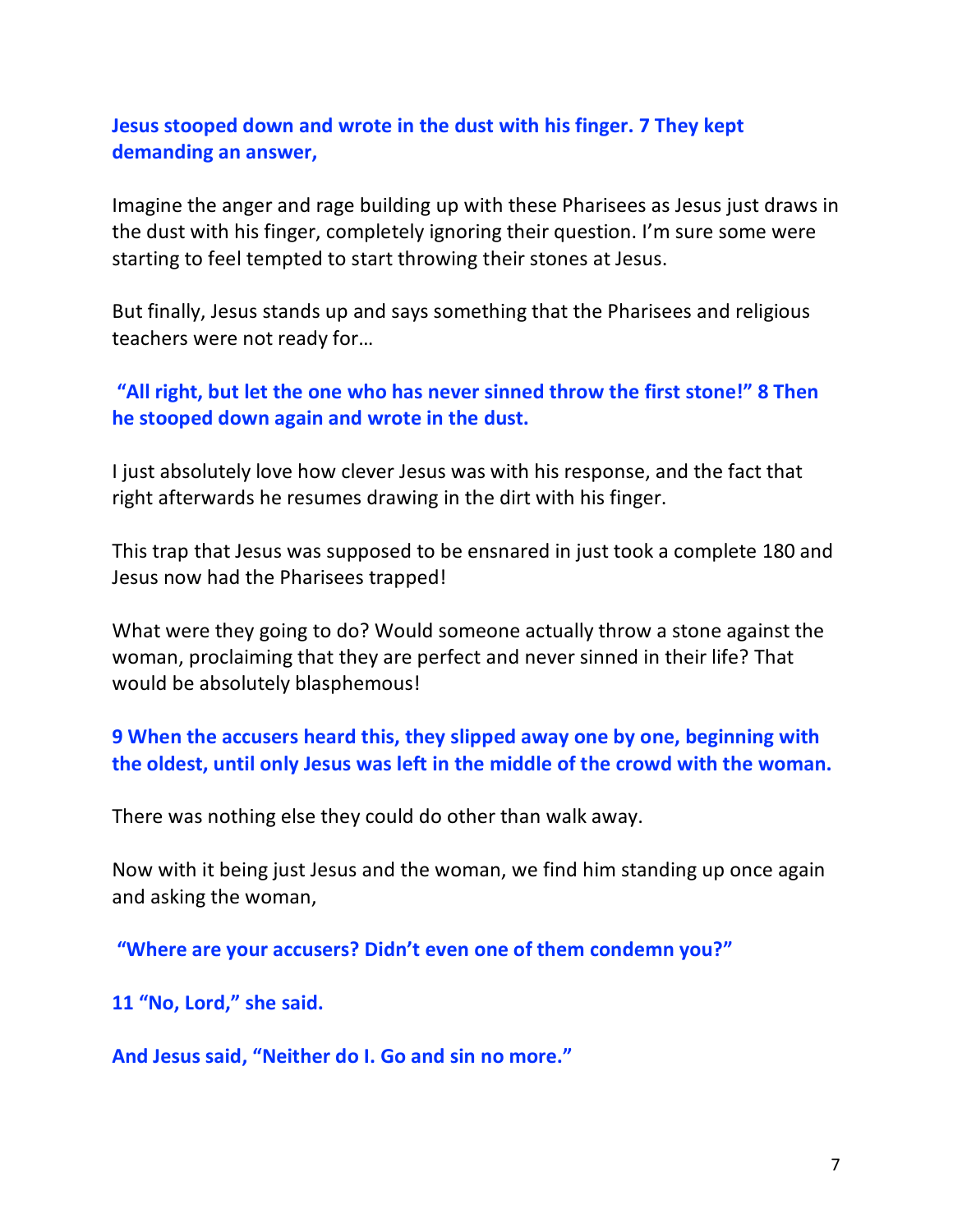**Jesus stooped down and wrote in the dust with his finger. 7 They kept demanding an answer,**

Imagine the anger and rage building up with these Pharisees as Jesus just draws in the dust with his finger, completely ignoring their question. I'm sure some were starting to feel tempted to start throwing their stones at Jesus.

But finally, Jesus stands up and says something that the Pharisees and religious teachers were not ready for…

**"All right, but let the one who has never sinned throw the first stone!" 8 Then he stooped down again and wrote in the dust.**

I just absolutely love how clever Jesus was with his response, and the fact that right afterwards he resumes drawing in the dirt with his finger.

This trap that Jesus was supposed to be ensnared in just took a complete 180 and Jesus now had the Pharisees trapped!

What were they going to do? Would someone actually throw a stone against the woman, proclaiming that they are perfect and never sinned in their life? That would be absolutely blasphemous!

**9 When the accusers heard this, they slipped away one by one, beginning with the oldest, until only Jesus was left in the middle of the crowd with the woman.**

There was nothing else they could do other than walk away.

Now with it being just Jesus and the woman, we find him standing up once again and asking the woman,

**"Where are your accusers? Didn't even one of them condemn you?"**

**11 "No, Lord," she said.**

**And Jesus said, "Neither do I. Go and sin no more."**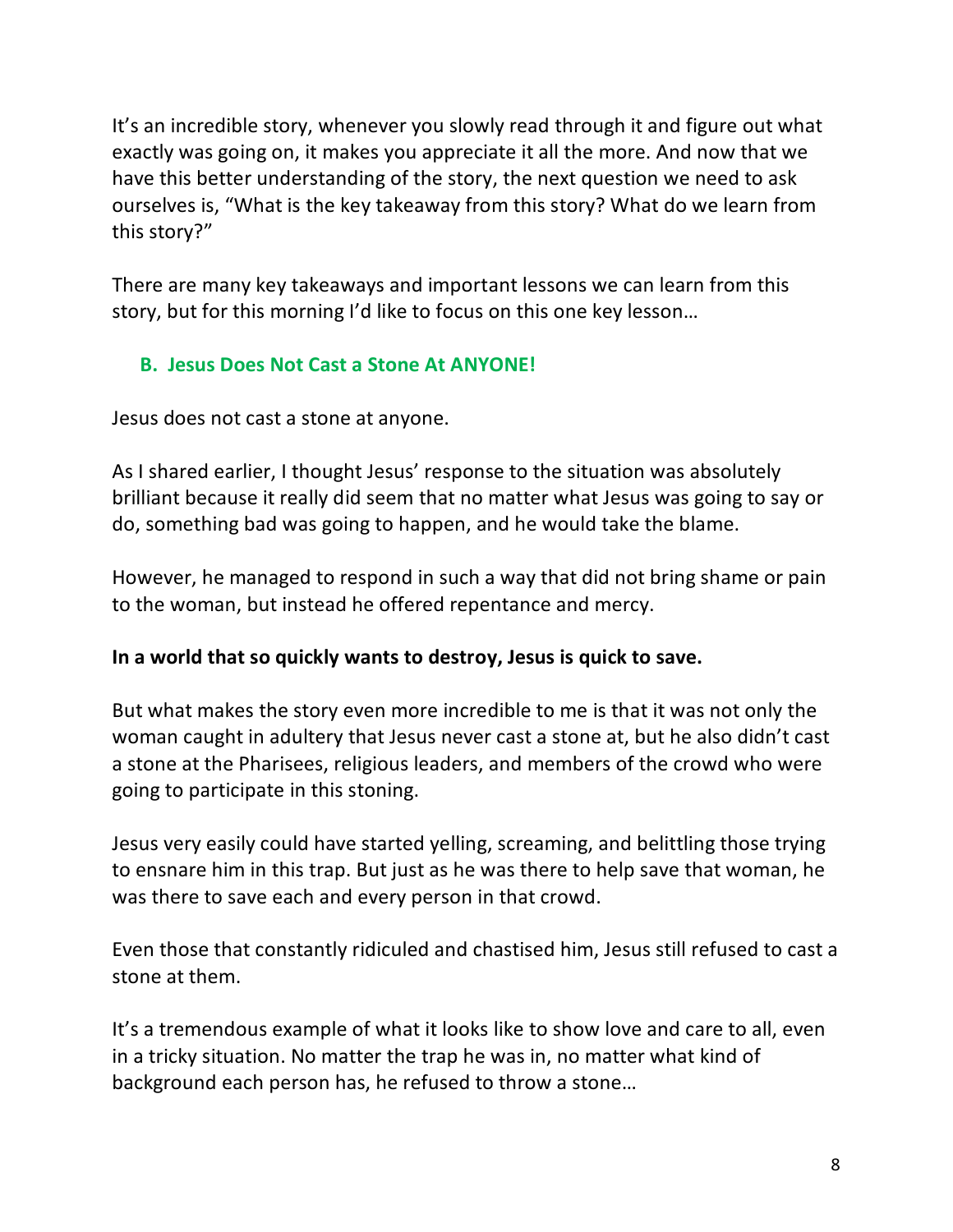It's an incredible story, whenever you slowly read through it and figure out what exactly was going on, it makes you appreciate it all the more. And now that we have this better understanding of the story, the next question we need to ask ourselves is, "What is the key takeaway from this story? What do we learn from this story?"

There are many key takeaways and important lessons we can learn from this story, but for this morning I'd like to focus on this one key lesson…

### B. Jesus Does Not Cast a Stone At ANYONE!

Jesus does not cast a stone at anyone.

As I shared earlier, I thought Jesus' response to the situation was absolutely brilliant because it really did seem that no matter what Jesus was going to say or do, something bad was going to happen, and he would take the blame.

However, he managed to respond in such a way that did not bring shame or pain to the woman, but instead he offered repentance and mercy.

**In a world that so quickly wants to destroy, Jesus is quick to save.**

But what makes the story even more incredible to me is that it was not only the woman caught in adultery that Jesus never cast a stone at, but he also didn't cast a stone at the Pharisees, religious leaders, and members of the crowd who were going to participate in this stoning.

Jesus very easily could have started yelling, screaming, and belittling those trying to ensnare him in this trap. But just as he was there to help save that woman, he was there to save each and every person in that crowd.

Even those that constantly ridiculed and chastised him, Jesus still refused to cast a stone at them.

It's a tremendous example of what it looks like to show love and care to all, even in a tricky situation. No matter the trap he was in, no matter what kind of background each person has, he refused to throw a stone…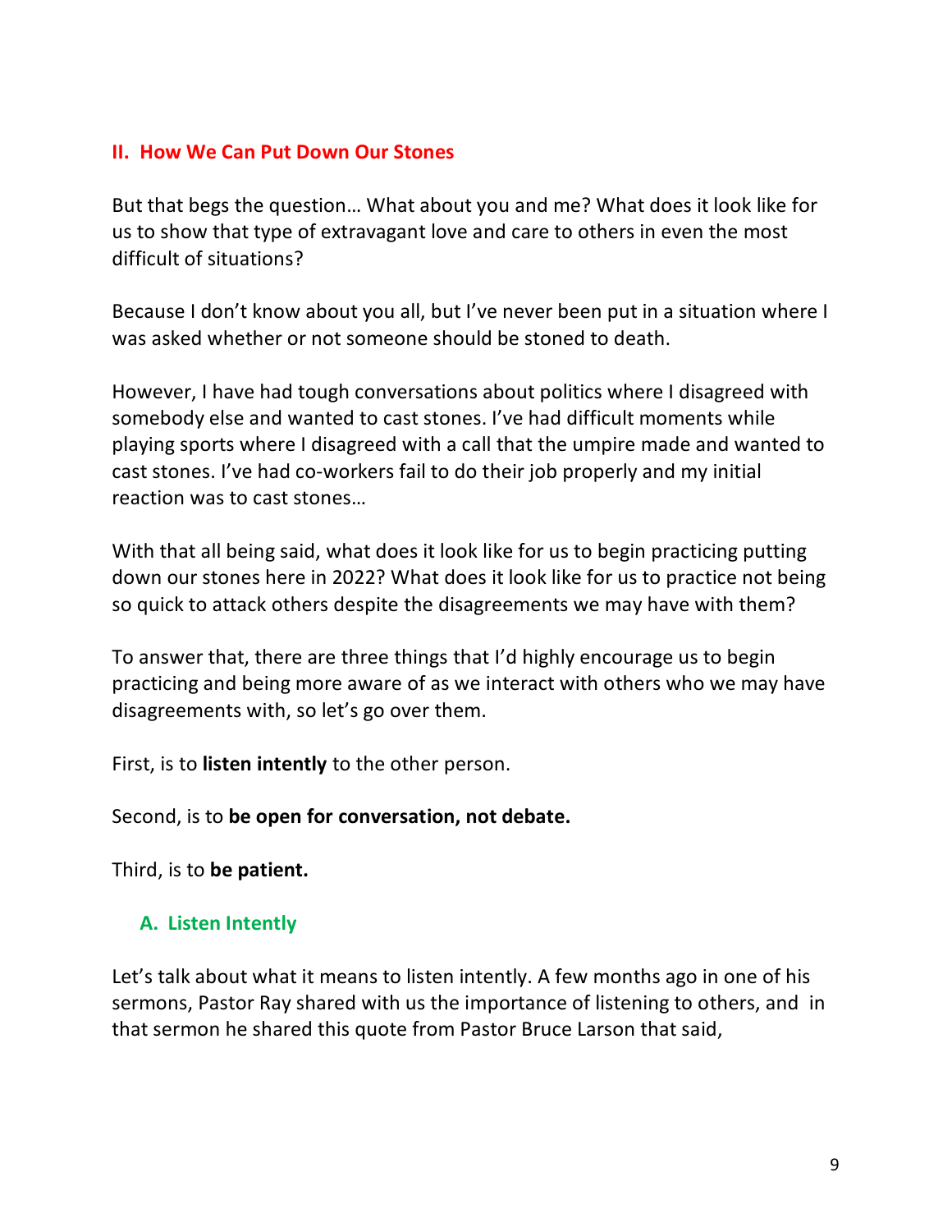## II. How We Can Put Down Our Stones

But that begs the question… What about you and me? What does it look like for us to show that type of extravagant love and care to others in even the most difficult of situations?

Because I don't know about you all, but I've never been put in a situation where I was asked whether or not someone should be stoned to death.

However, I have had tough conversations about politics where I disagreed with somebody else and wanted to cast stones. I've had difficult moments while playing sports where I disagreed with a call that the umpire made and wanted to cast stones. I've had co-workers fail to do their job properly and my initial reaction was to cast stones…

With that all being said, what does it look like for us to begin practicing putting down our stones here in 2022? What does it look like for us to practice not being so quick to attack others despite the disagreements we may have with them?

To answer that, there are three things that I'd highly encourage us to begin practicing and being more aware of as we interact with others who we may have disagreements with, so let's go over them.

First, is to **listen intently** to the other person.

Second, is to **be open for conversation, not debate.**

Third, is to **be patient.**

### A. Listen Intently

Let's talk about what it means to listen intently. A few months ago in one of his sermons, Pastor Ray shared with us the importance of listening to others, and in that sermon he shared this quote from Pastor Bruce Larson that said,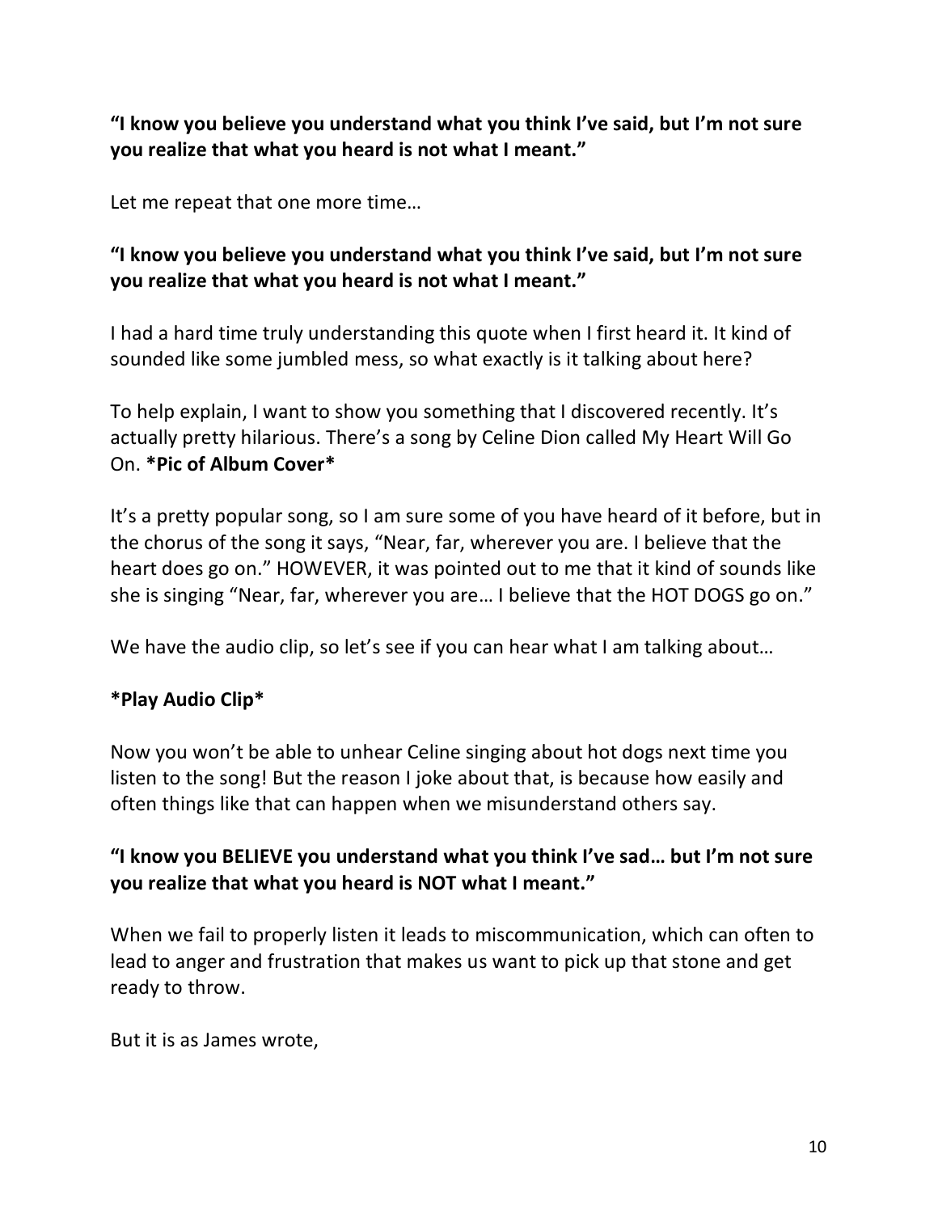**“I know you believe you understand what you think I’ve said, but I’m not sure you realize that what you heard is not what I meant.”**

Let me repeat that one more time…

**“I know you believe you understand what you think I’ve said, but I’m not sure you realize that what you heard is not what I meant.”**

I had a hard time truly understanding this quote when I first heard it. It kind of sounded like some jumbled mess, so what exactly is it talking about here?

To help explain, I want to show you something that I discovered recently. It’s actually pretty hilarious. There’s a song by Celine Dion called My Heart Will Go On. ***Pic of Album Cover***

It’s a pretty popular song, so I am sure some of you have heard of it before, but in the chorus of the song it says, “Near, far, wherever you are. I believe that the heart does go on.” HOWEVER, it was pointed out to me that it kind of sounds like she is singing “Near, far, wherever you are… I believe that the HOT DOGS go on.”

We have the audio clip, so let’s see if you can hear what I am talking about…

***Play Audio Clip***

Now you won’t be able to unhear Celine singing about hot dogs next time you listen to the song! But the reason I joke about that, is because how easily and often things like that can happen when we misunderstand others say.

**“I know you BELIEVE you understand what you think I’ve sad… but I’m not sure you realize that what you heard is NOT what I meant.”**

When we fail to properly listen it leads to miscommunication, which can often to lead to anger and frustration that makes us want to pick up that stone and get ready to throw.

But it is as James wrote,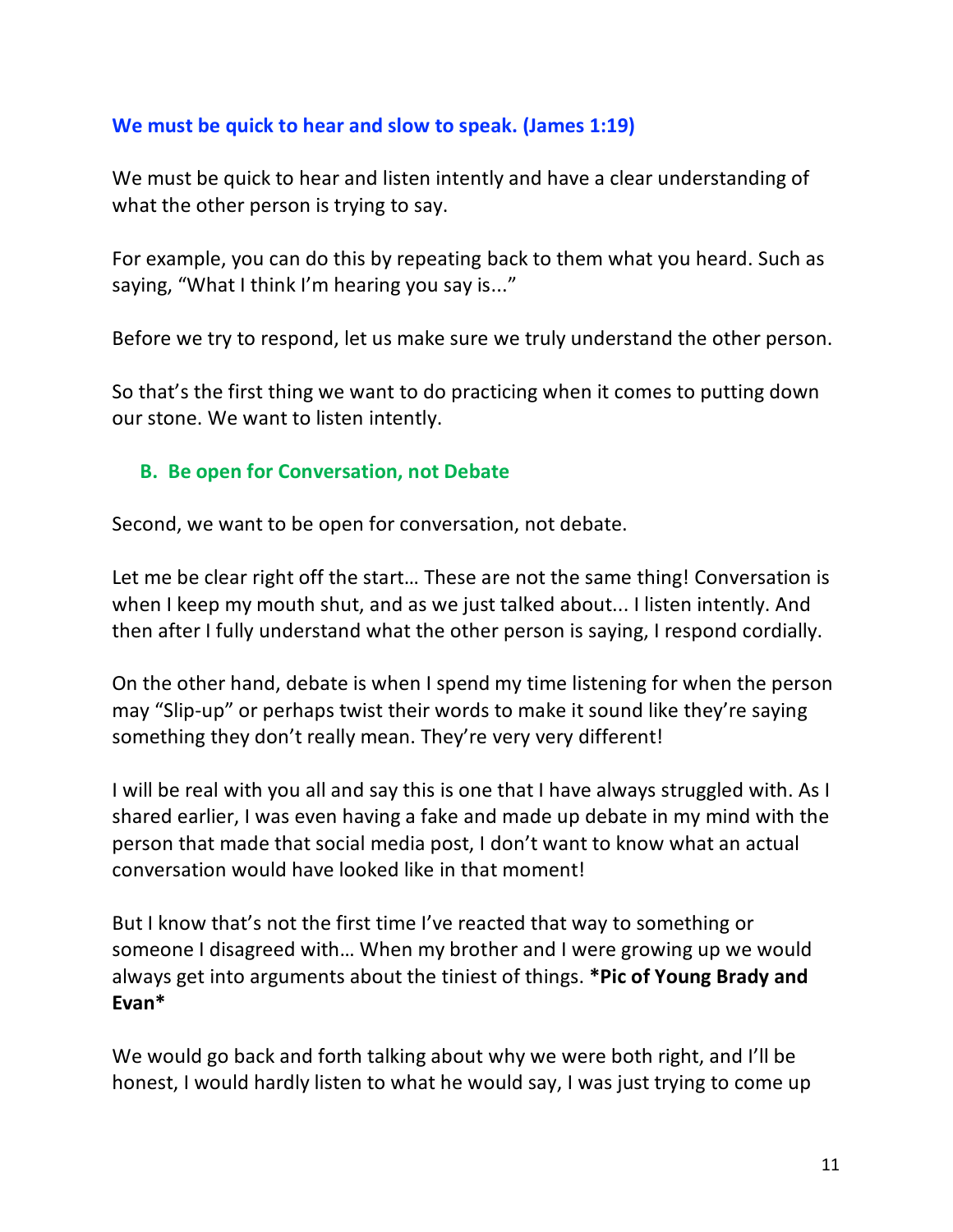**We must be quick to hear and slow to speak. (James 1:19)**

We must be quick to hear and listen intently and have a clear understanding of what the other person is trying to say.

For example, you can do this by repeating back to them what you heard. Such as saying, "What I think I'm hearing you say is..."

Before we try to respond, let us make sure we truly understand the other person.

So that's the first thing we want to do practicing when it comes to putting down our stone. We want to listen intently.

### B. Be open for Conversation, not Debate

Second, we want to be open for conversation, not debate.

Let me be clear right off the start… These are not the same thing! Conversation is when I keep my mouth shut, and as we just talked about... I listen intently. And then after I fully understand what the other person is saying, I respond cordially.

On the other hand, debate is when I spend my time listening for when the person may "Slip-up" or perhaps twist their words to make it sound like they're saying something they don't really mean. They're very very different!

I will be real with you all and say this is one that I have always struggled with. As I shared earlier, I was even having a fake and made up debate in my mind with the person that made that social media post, I don't want to know what an actual conversation would have looked like in that moment!

But I know that's not the first time I've reacted that way to something or someone I disagreed with… When my brother and I were growing up we would always get into arguments about the tiniest of things. ***Pic of Young Brady and Evan***

We would go back and forth talking about why we were both right, and I'll be honest, I would hardly listen to what he would say, I was just trying to come up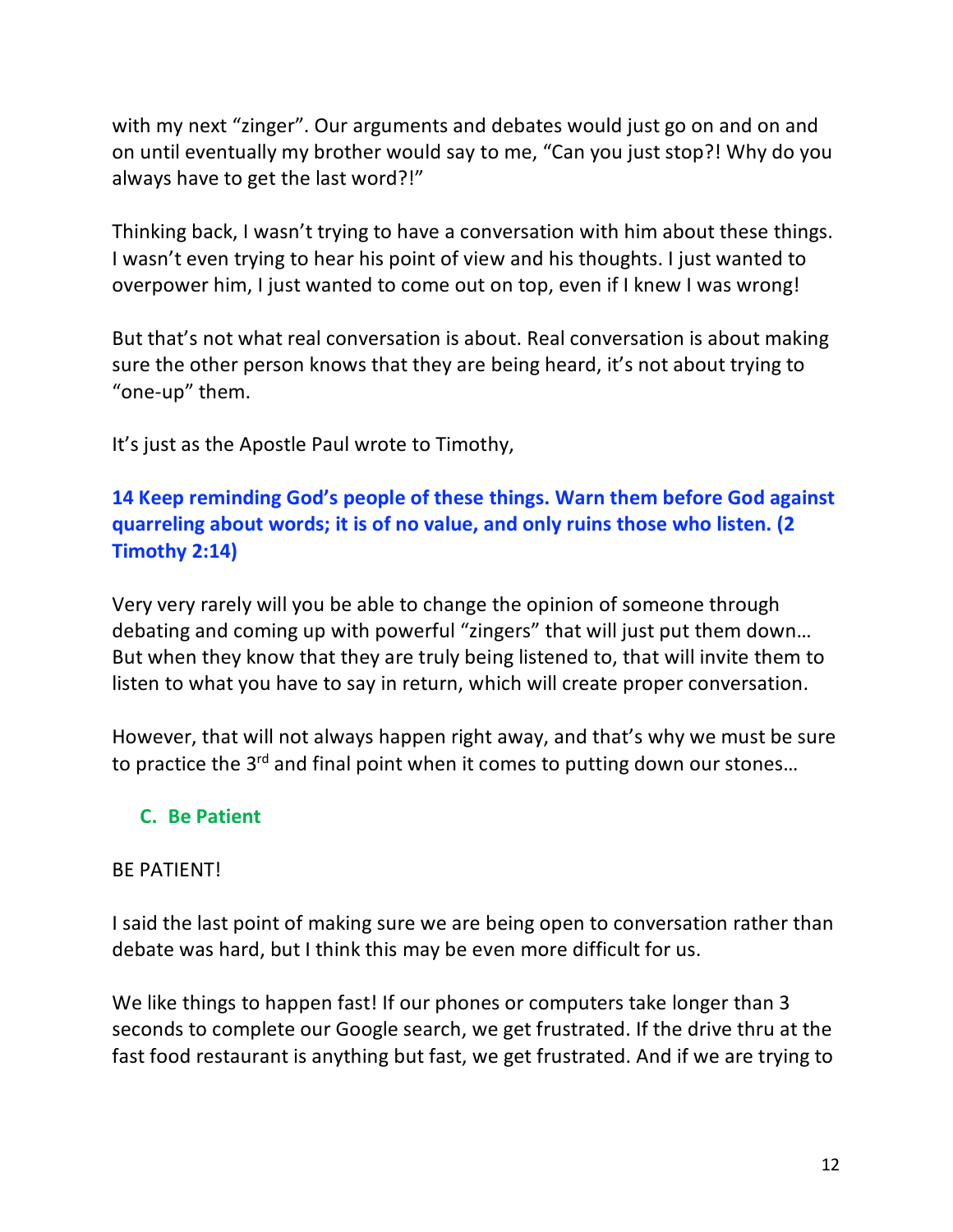with my next "zinger". Our arguments and debates would just go on and on and on until eventually my brother would say to me, "Can you just stop?! Why do you always have to get the last word?!"

Thinking back, I wasn't trying to have a conversation with him about these things. I wasn't even trying to hear his point of view and his thoughts. I just wanted to overpower him, I just wanted to come out on top, even if I knew I was wrong!

But that's not what real conversation is about. Real conversation is about making sure the other person knows that they are being heard, it's not about trying to "one-up" them.

It's just as the Apostle Paul wrote to Timothy,

**14 Keep reminding God's people of these things. Warn them before God against quarreling about words; it is of no value, and only ruins those who listen. (2 Timothy 2:14)**

Very very rarely will you be able to change the opinion of someone through debating and coming up with powerful "zingers" that will just put them down… But when they know that they are truly being listened to, that will invite them to listen to what you have to say in return, which will create proper conversation.

However, that will not always happen right away, and that's why we must be sure to practice the 3rd and final point when it comes to putting down our stones…

### C. Be Patient

BE PATIENT!

I said the last point of making sure we are being open to conversation rather than debate was hard, but I think this may be even more difficult for us.

We like things to happen fast! If our phones or computers take longer than 3 seconds to complete our Google search, we get frustrated. If the drive thru at the fast food restaurant is anything but fast, we get frustrated. And if we are trying to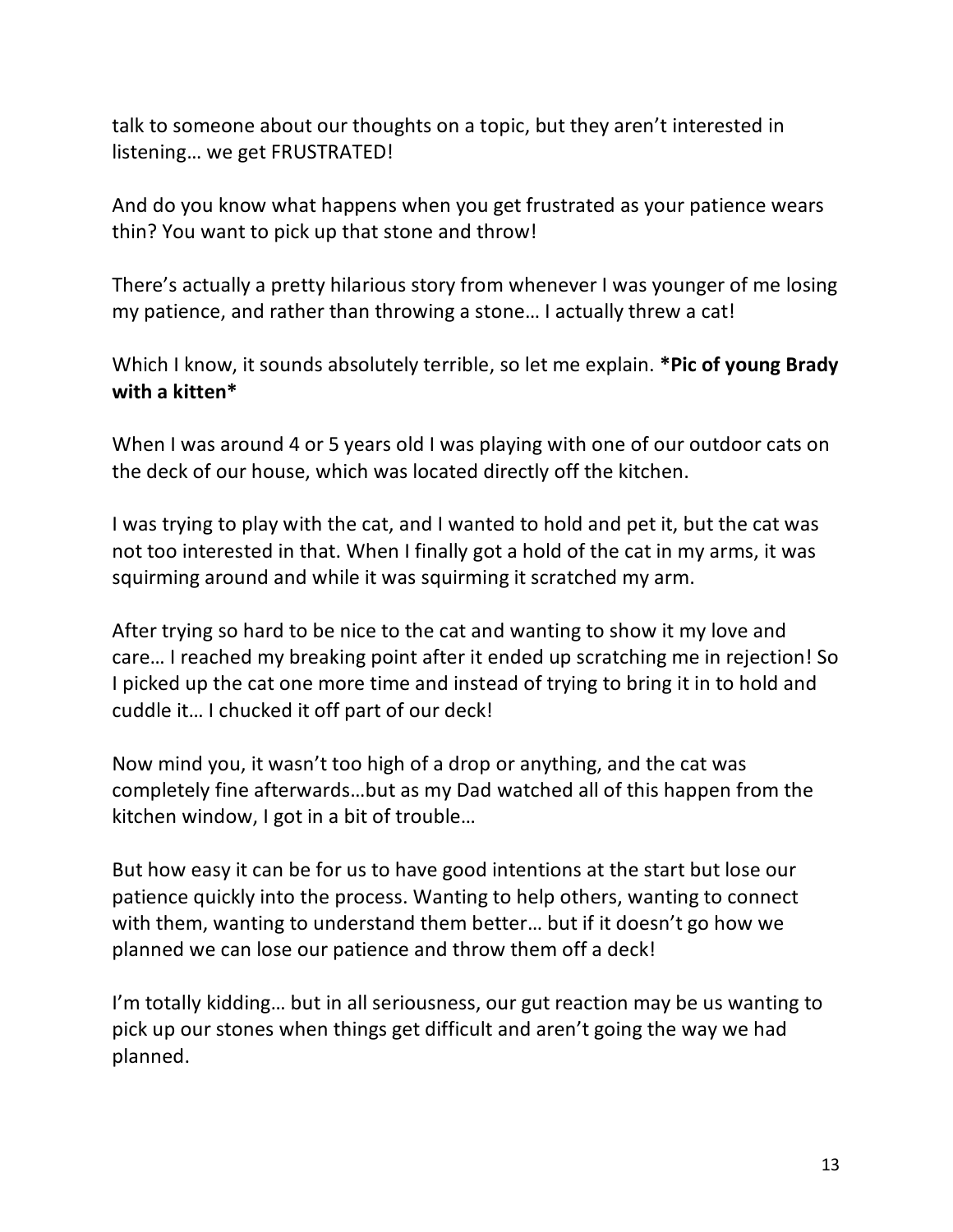talk to someone about our thoughts on a topic, but they aren't interested in listening… we get FRUSTRATED!

And do you know what happens when you get frustrated as your patience wears thin? You want to pick up that stone and throw!

There's actually a pretty hilarious story from whenever I was younger of me losing my patience, and rather than throwing a stone… I actually threw a cat!

Which I know, it sounds absolutely terrible, so let me explain. **\*Pic of young Brady with a kitten\***

When I was around 4 or 5 years old I was playing with one of our outdoor cats on the deck of our house, which was located directly off the kitchen.

I was trying to play with the cat, and I wanted to hold and pet it, but the cat was not too interested in that. When I finally got a hold of the cat in my arms, it was squirming around and while it was squirming it scratched my arm.

After trying so hard to be nice to the cat and wanting to show it my love and care… I reached my breaking point after it ended up scratching me in rejection! So I picked up the cat one more time and instead of trying to bring it in to hold and cuddle it… I chucked it off part of our deck!

Now mind you, it wasn't too high of a drop or anything, and the cat was completely fine afterwards…but as my Dad watched all of this happen from the kitchen window, I got in a bit of trouble…

But how easy it can be for us to have good intentions at the start but lose our patience quickly into the process. Wanting to help others, wanting to connect with them, wanting to understand them better… but if it doesn't go how we planned we can lose our patience and throw them off a deck!

I'm totally kidding… but in all seriousness, our gut reaction may be us wanting to pick up our stones when things get difficult and aren't going the way we had planned.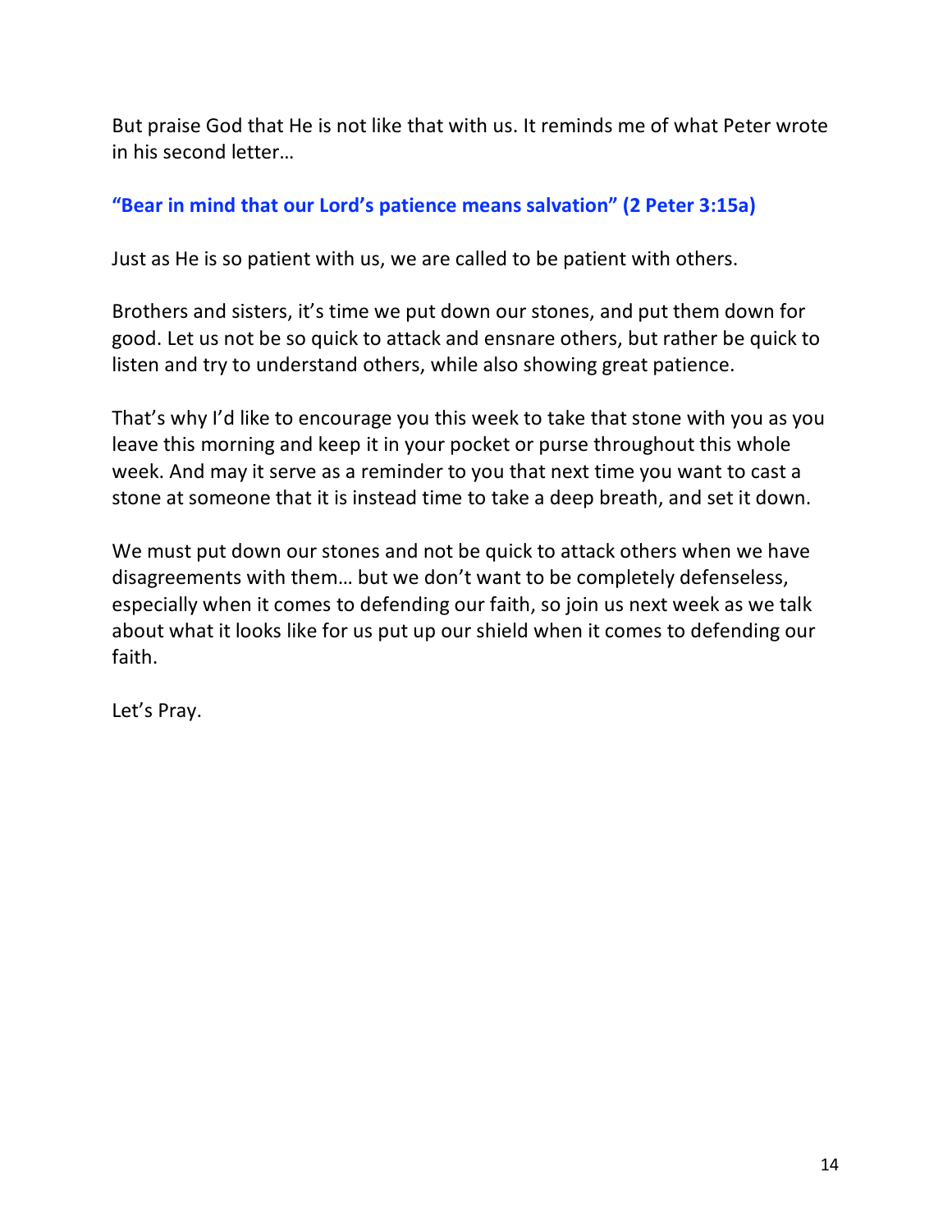But praise God that He is not like that with us. It reminds me of what Peter wrote in his second letter…

**"Bear in mind that our Lord's patience means salvation" (2 Peter 3:15a)**

Just as He is so patient with us, we are called to be patient with others.

Brothers and sisters, it's time we put down our stones, and put them down for good. Let us not be so quick to attack and ensnare others, but rather be quick to listen and try to understand others, while also showing great patience.

That's why I'd like to encourage you this week to take that stone with you as you leave this morning and keep it in your pocket or purse throughout this whole week. And may it serve as a reminder to you that next time you want to cast a stone at someone that it is instead time to take a deep breath, and set it down.

We must put down our stones and not be quick to attack others when we have disagreements with them… but we don't want to be completely defenseless, especially when it comes to defending our faith, so join us next week as we talk about what it looks like for us put up our shield when it comes to defending our faith.

Let's Pray.